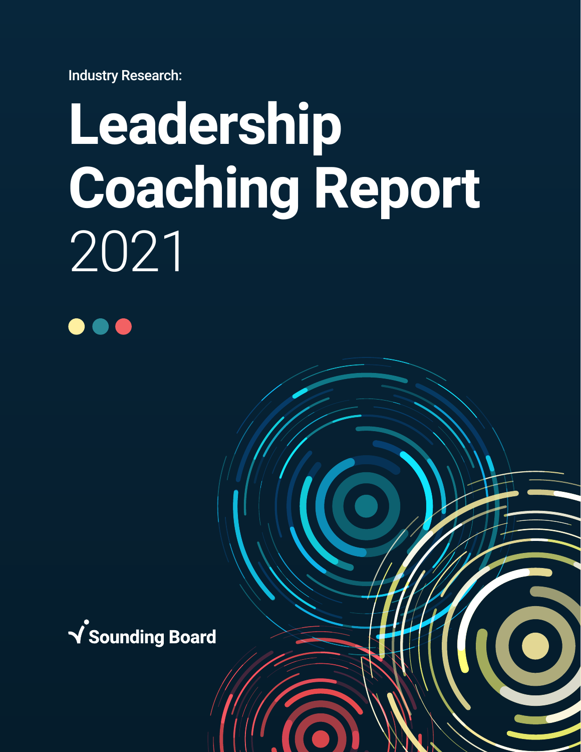Industry Research:

# Leadership Coaching Report 2021

Sounding Board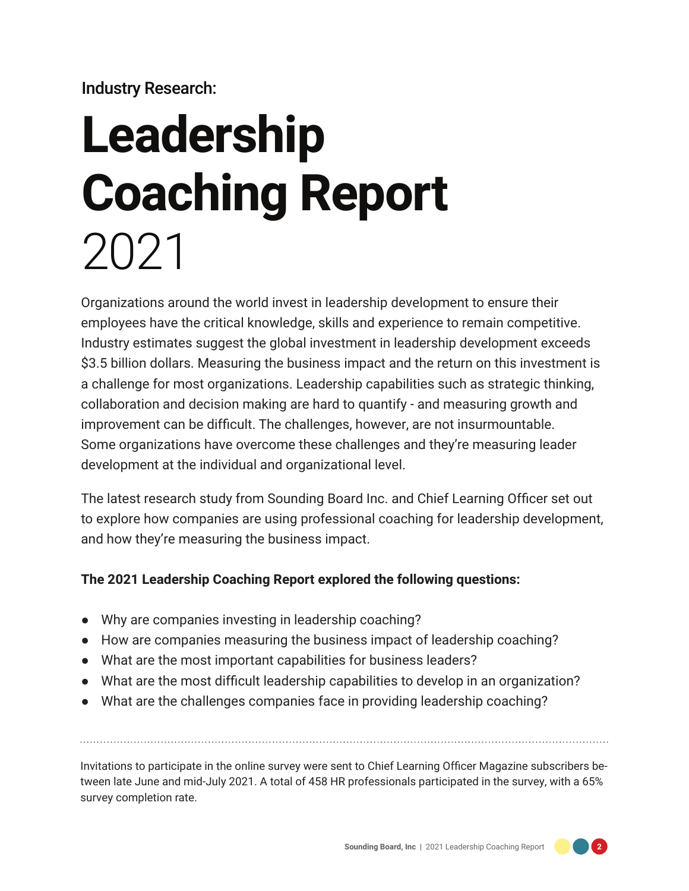Industry Research:

# Leadership Coaching Report 2021

Organizations around the world invest in leadership development to ensure their employees have the critical knowledge, skills and experience to remain competitive. Industry estimates suggest the global investment in leadership development exceeds $3.5 billion dollars. Measuring the business impact and the return on this investment is a challenge for most organizations. Leadership capabilities such as strategic thinking, collaboration and decision making are hard to quantify - and measuring growth and improvement can be difficult. The challenges, however, are not insurmountable. Some organizations have overcome these challenges and they're measuring leader development at the individual and organizational level.

The latest research study from Sounding Board Inc. and Chief Learning Officer set out to explore how companies are using professional coaching for leadership development, and how they're measuring the business impact.

**The 2021 Leadership Coaching Report explored the following questions:**

- Why are companies investing in leadership coaching?
- How are companies measuring the business impact of leadership coaching?
- What are the most important capabilities for business leaders?
- What are the most difficult leadership capabilities to develop in an organization?
- What are the challenges companies face in providing leadership coaching?

---

Invitations to participate in the online survey were sent to Chief Learning Officer Magazine subscribers between late June and mid-July 2021. A total of 458 HR professionals participated in the survey, with a 65% survey completion rate.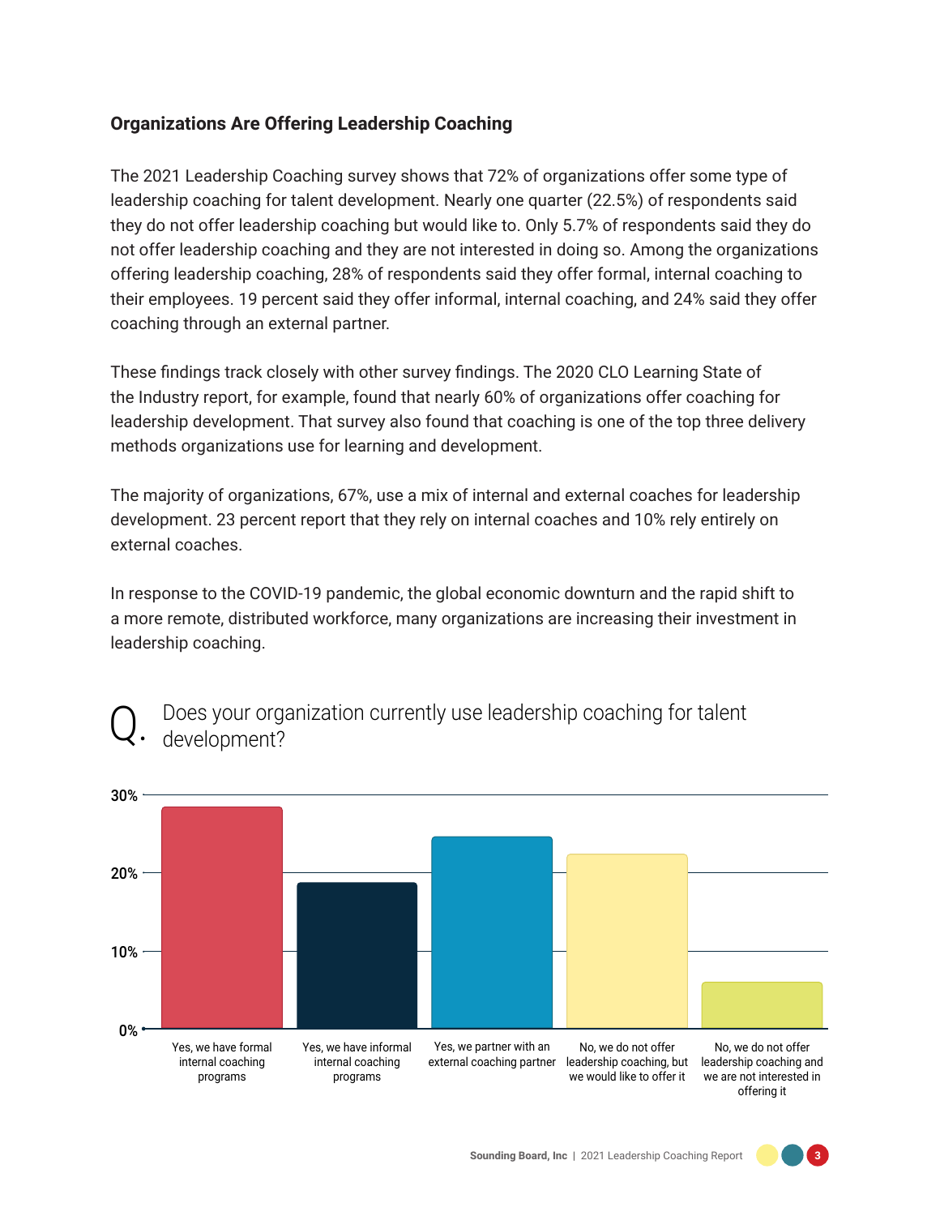### Organizations Are Offering Leadership Coaching

The 2021 Leadership Coaching survey shows that 72% of organizations offer some type of leadership coaching for talent development. Nearly one quarter (22.5%) of respondents said they do not offer leadership coaching but would like to. Only 5.7% of respondents said they do not offer leadership coaching and they are not interested in doing so. Among the organizations offering leadership coaching, 28% of respondents said they offer formal, internal coaching to their employees. 19 percent said they offer informal, internal coaching, and 24% said they offer coaching through an external partner.

These findings track closely with other survey findings. The 2020 CLO Learning State of the Industry report, for example, found that nearly 60% of organizations offer coaching for leadership development. That survey also found that coaching is one of the top three delivery methods organizations use for learning and development.

The majority of organizations, 67%, use a mix of internal and external coaches for leadership development. 23 percent report that they rely on internal coaches and 10% rely entirely on external coaches.

In response to the COVID-19 pandemic, the global economic downturn and the rapid shift to a more remote, distributed workforce, many organizations are increasing their investment in leadership coaching.

Q. Does your organization currently use leadership coaching for talent development?

| Response | Percentage (approx.) |
|---|---|
| Yes, we have formal internal coaching programs | 28% |
| Yes, we have informal internal coaching programs | 19% |
| Yes, we partner with an external coaching partner | 24% |
| No, we do not offer leadership coaching, but we would like to offer it | 22.5% |
| No, we do not offer leadership coaching and we are not interested in offering it | 5.7% |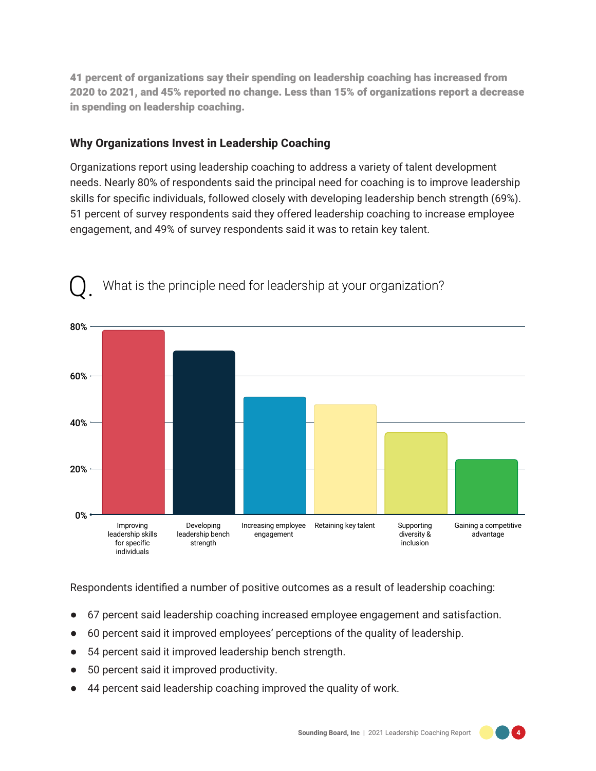**41 percent of organizations say their spending on leadership coaching has increased from 2020 to 2021, and 45% reported no change. Less than 15% of organizations report a decrease in spending on leadership coaching.**

### Why Organizations Invest in Leadership Coaching

Organizations report using leadership coaching to address a variety of talent development needs. Nearly 80% of respondents said the principal need for coaching is to improve leadership skills for specific individuals, followed closely with developing leadership bench strength (69%). 51 percent of survey respondents said they offered leadership coaching to increase employee engagement, and 49% of survey respondents said it was to retain key talent.

Q. What is the principle need for leadership at your organization?

80%
60%
40%
20%
0%

Improving leadership skills for specific individuals | Developing leadership bench strength | Increasing employee engagement | Retaining key talent | Supporting diversity & inclusion | Gaining a competitive advantage

Respondents identified a number of positive outcomes as a result of leadership coaching:

- 67 percent said leadership coaching increased employee engagement and satisfaction.
- 60 percent said it improved employees' perceptions of the quality of leadership.
- 54 percent said it improved leadership bench strength.
- 50 percent said it improved productivity.
- 44 percent said leadership coaching improved the quality of work.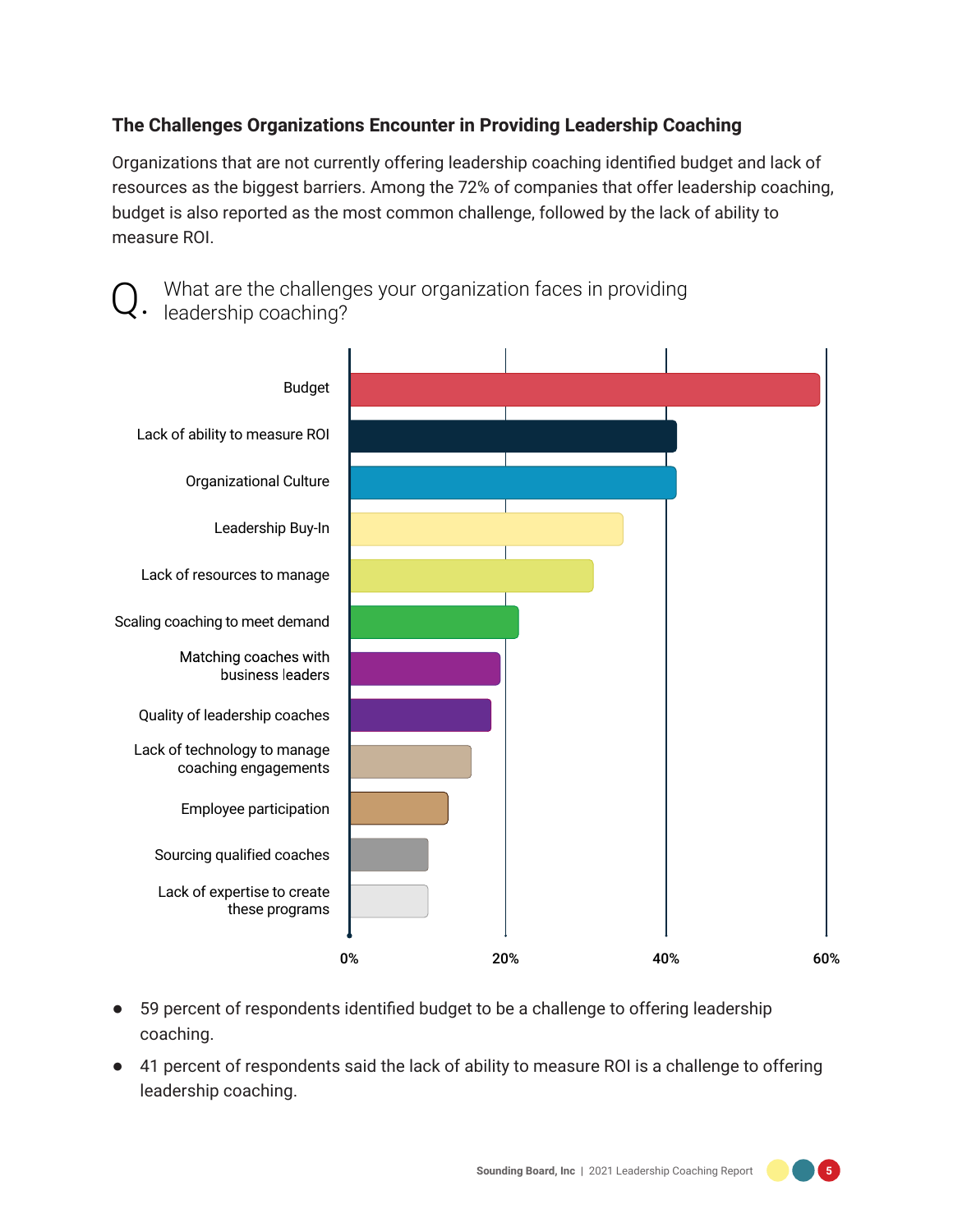### The Challenges Organizations Encounter in Providing Leadership Coaching

Organizations that are not currently offering leadership coaching identified budget and lack of resources as the biggest barriers. Among the 72% of companies that offer leadership coaching, budget is also reported as the most common challenge, followed by the lack of ability to measure ROI.

Q. What are the challenges your organization faces in providing leadership coaching?

Budget

Lack of ability to measure ROI

Organizational Culture

Leadership Buy-In

Lack of resources to manage

Scaling coaching to meet demand

Matching coaches with business leaders

Quality of leadership coaches

Lack of technology to manage coaching engagements

Employee participation

Sourcing qualified coaches

Lack of expertise to create these programs

0% 20% 40% 60%

- 59 percent of respondents identified budget to be a challenge to offering leadership coaching.
- 41 percent of respondents said the lack of ability to measure ROI is a challenge to offering leadership coaching.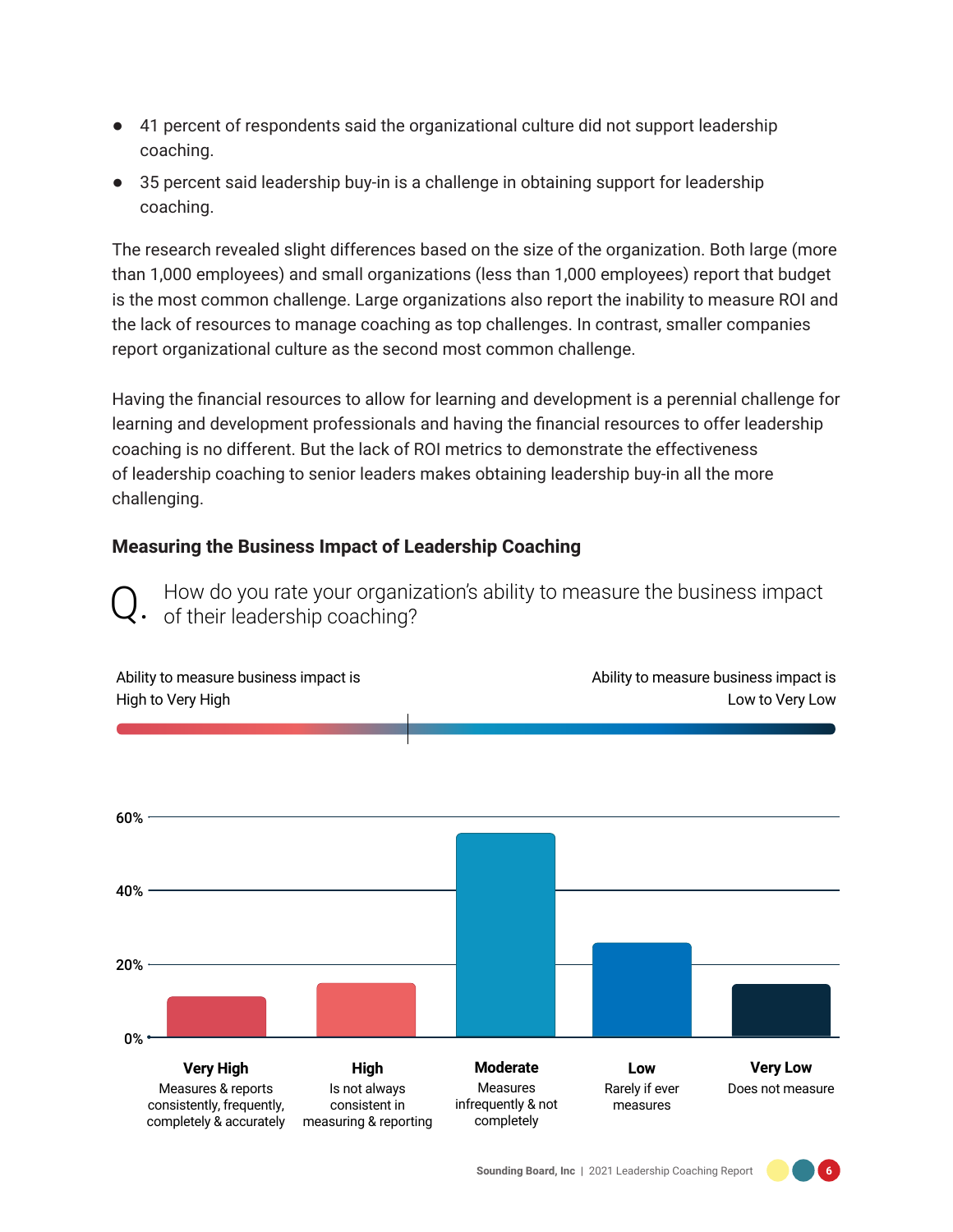- 41 percent of respondents said the organizational culture did not support leadership coaching.
- 35 percent said leadership buy-in is a challenge in obtaining support for leadership coaching.

The research revealed slight differences based on the size of the organization. Both large (more than 1,000 employees) and small organizations (less than 1,000 employees) report that budget is the most common challenge. Large organizations also report the inability to measure ROI and the lack of resources to manage coaching as top challenges. In contrast, smaller companies report organizational culture as the second most common challenge.

Having the financial resources to allow for learning and development is a perennial challenge for learning and development professionals and having the financial resources to offer leadership coaching is no different. But the lack of ROI metrics to demonstrate the effectiveness of leadership coaching to senior leaders makes obtaining leadership buy-in all the more challenging.

### Measuring the Business Impact of Leadership Coaching

Q. How do you rate your organization's ability to measure the business impact of their leadership coaching?

Ability to measure business impact is High to Very High

Ability to measure business impact is Low to Very Low

60%

40%

20%

0%

**Very High**
Measures & reports consistently, frequently, completely & accurately

**High**
Is not always consistent in measuring & reporting

**Moderate**
Measures infrequently & not completely

**Low**
Rarely if ever measures

**Very Low**
Does not measure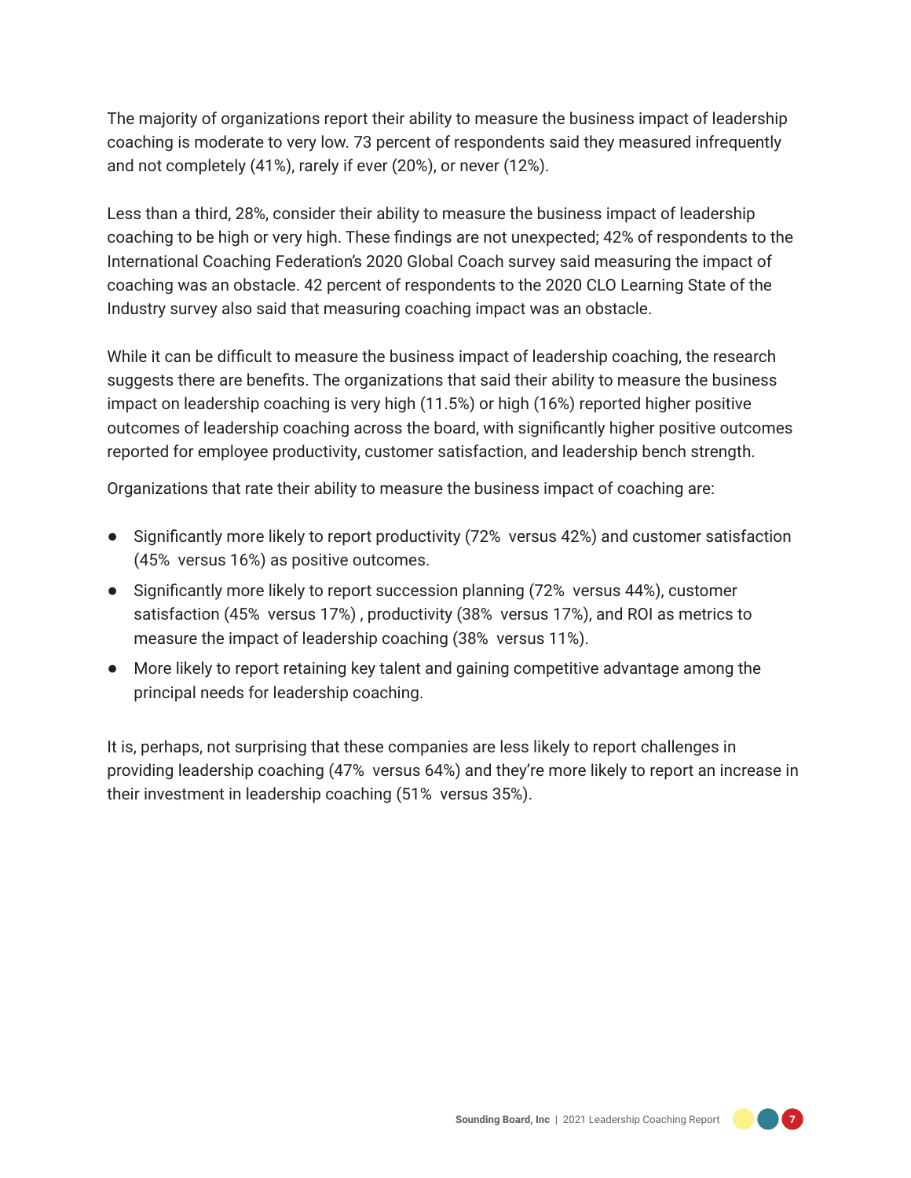The majority of organizations report their ability to measure the business impact of leadership coaching is moderate to very low. 73 percent of respondents said they measured infrequently and not completely (41%), rarely if ever (20%), or never (12%).

Less than a third, 28%, consider their ability to measure the business impact of leadership coaching to be high or very high. These findings are not unexpected; 42% of respondents to the International Coaching Federation's 2020 Global Coach survey said measuring the impact of coaching was an obstacle. 42 percent of respondents to the 2020 CLO Learning State of the Industry survey also said that measuring coaching impact was an obstacle.

While it can be difficult to measure the business impact of leadership coaching, the research suggests there are benefits. The organizations that said their ability to measure the business impact on leadership coaching is very high (11.5%) or high (16%) reported higher positive outcomes of leadership coaching across the board, with significantly higher positive outcomes reported for employee productivity, customer satisfaction, and leadership bench strength.

Organizations that rate their ability to measure the business impact of coaching are:

- Significantly more likely to report productivity (72% versus 42%) and customer satisfaction (45% versus 16%) as positive outcomes.
- Significantly more likely to report succession planning (72% versus 44%), customer satisfaction (45% versus 17%) , productivity (38% versus 17%), and ROI as metrics to measure the impact of leadership coaching (38% versus 11%).
- More likely to report retaining key talent and gaining competitive advantage among the principal needs for leadership coaching.

It is, perhaps, not surprising that these companies are less likely to report challenges in providing leadership coaching (47% versus 64%) and they're more likely to report an increase in their investment in leadership coaching (51% versus 35%).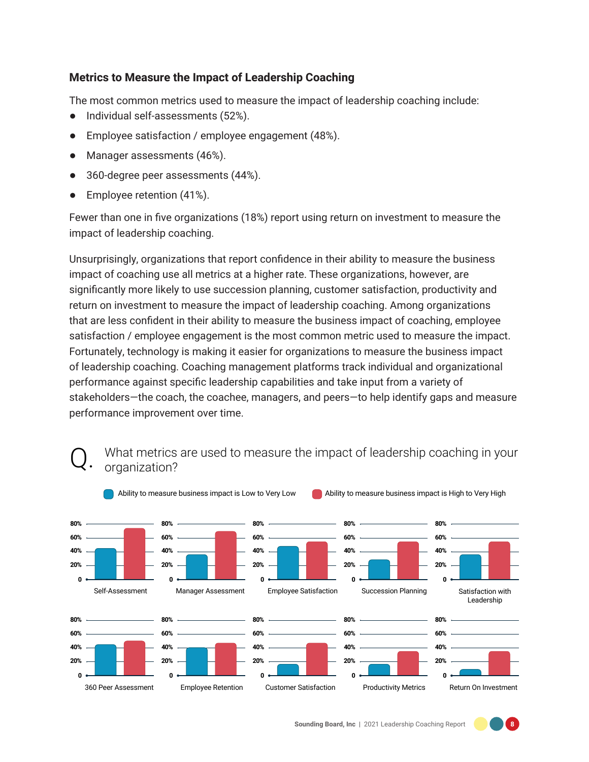### Metrics to Measure the Impact of Leadership Coaching

The most common metrics used to measure the impact of leadership coaching include:

- Individual self-assessments (52%).
- Employee satisfaction / employee engagement (48%).
- Manager assessments (46%).
- 360-degree peer assessments (44%).
- Employee retention (41%).

Fewer than one in five organizations (18%) report using return on investment to measure the impact of leadership coaching.

Unsurprisingly, organizations that report confidence in their ability to measure the business impact of coaching use all metrics at a higher rate. These organizations, however, are significantly more likely to use succession planning, customer satisfaction, productivity and return on investment to measure the impact of leadership coaching. Among organizations that are less confident in their ability to measure the business impact of coaching, employee satisfaction / employee engagement is the most common metric used to measure the impact. Fortunately, technology is making it easier for organizations to measure the business impact of leadership coaching. Coaching management platforms track individual and organizational performance against specific leadership capabilities and take input from a variety of stakeholders—the coach, the coachee, managers, and peers—to help identify gaps and measure performance improvement over time.

Q. What metrics are used to measure the impact of leadership coaching in your organization?

Ability to measure business impact is Low to Very Low | Ability to measure business impact is High to Very High

Self-Assessment | Manager Assessment | Employee Satisfaction | Succession Planning | Satisfaction with Leadership

360 Peer Assessment | Employee Retention | Customer Satisfaction | Productivity Metrics | Return On Investment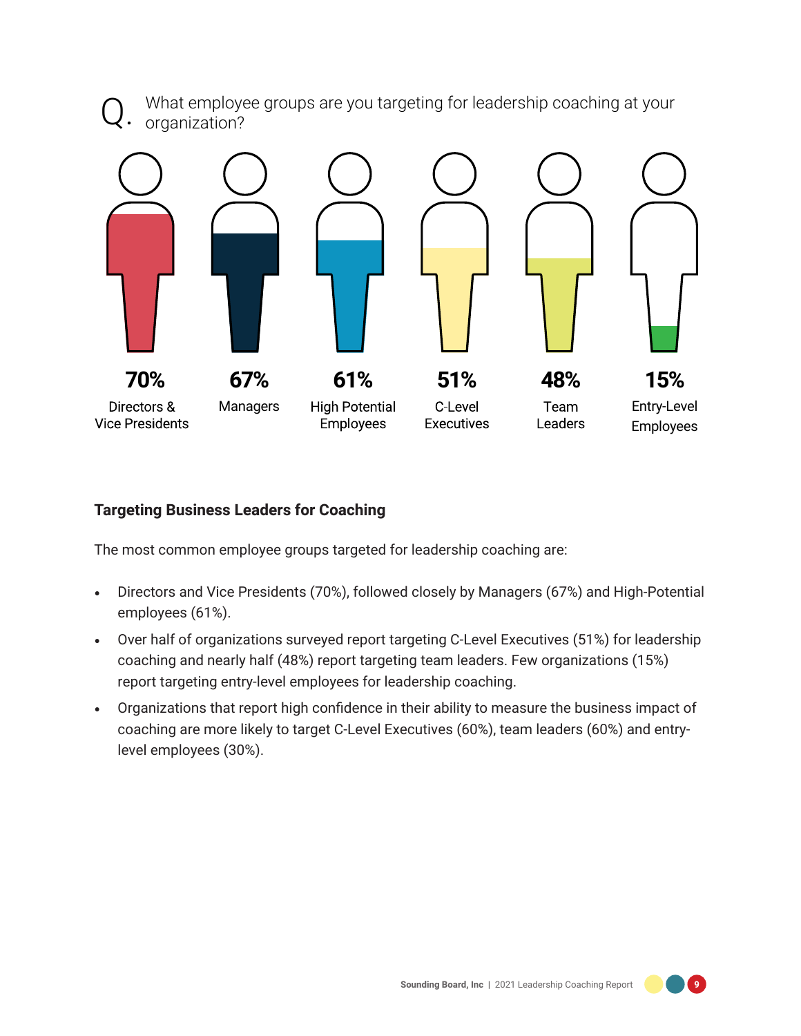Q. What employee groups are you targeting for leadership coaching at your organization?

| 70% | 67% | 61% | 51% | 48% | 15% |
|---|---|---|---|---|---|
| Directors & Vice Presidents | Managers | High Potential Employees | C-Level Executives | Team Leaders | Entry-Level Employees |

### Targeting Business Leaders for Coaching

The most common employee groups targeted for leadership coaching are:

- Directors and Vice Presidents (70%), followed closely by Managers (67%) and High-Potential employees (61%).
- Over half of organizations surveyed report targeting C-Level Executives (51%) for leadership coaching and nearly half (48%) report targeting team leaders. Few organizations (15%) report targeting entry-level employees for leadership coaching.
- Organizations that report high confidence in their ability to measure the business impact of coaching are more likely to target C-Level Executives (60%), team leaders (60%) and entry-level employees (30%).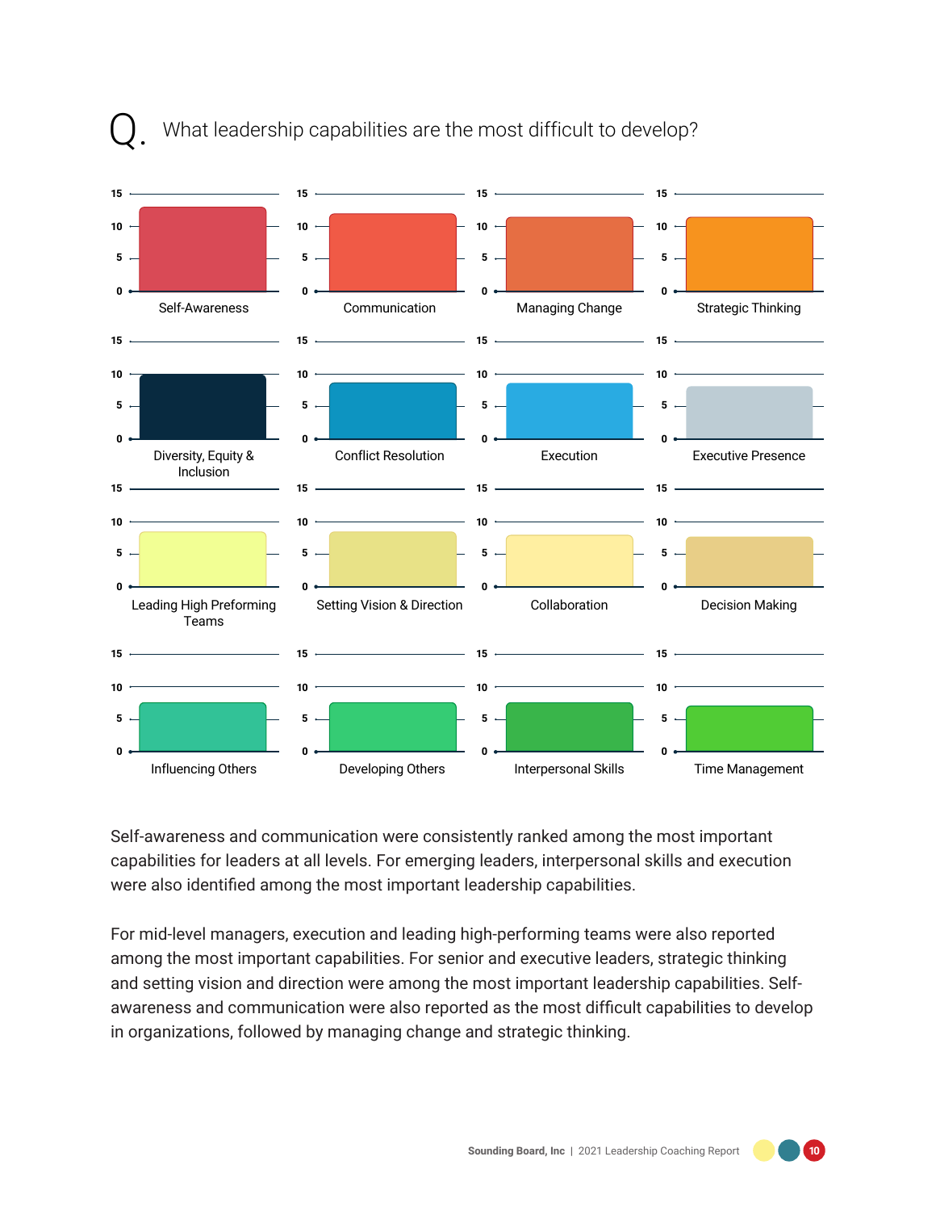## Q. What leadership capabilities are the most difficult to develop?

Self-Awareness

Communication

Managing Change

Strategic Thinking

Diversity, Equity & Inclusion

Conflict Resolution

Execution

Executive Presence

Leading High Preforming Teams

Setting Vision & Direction

Collaboration

Decision Making

Influencing Others

Developing Others

Interpersonal Skills

Time Management

Self-awareness and communication were consistently ranked among the most important capabilities for leaders at all levels. For emerging leaders, interpersonal skills and execution were also identified among the most important leadership capabilities.

For mid-level managers, execution and leading high-performing teams were also reported among the most important capabilities. For senior and executive leaders, strategic thinking and setting vision and direction were among the most important leadership capabilities. Self-awareness and communication were also reported as the most difficult capabilities to develop in organizations, followed by managing change and strategic thinking.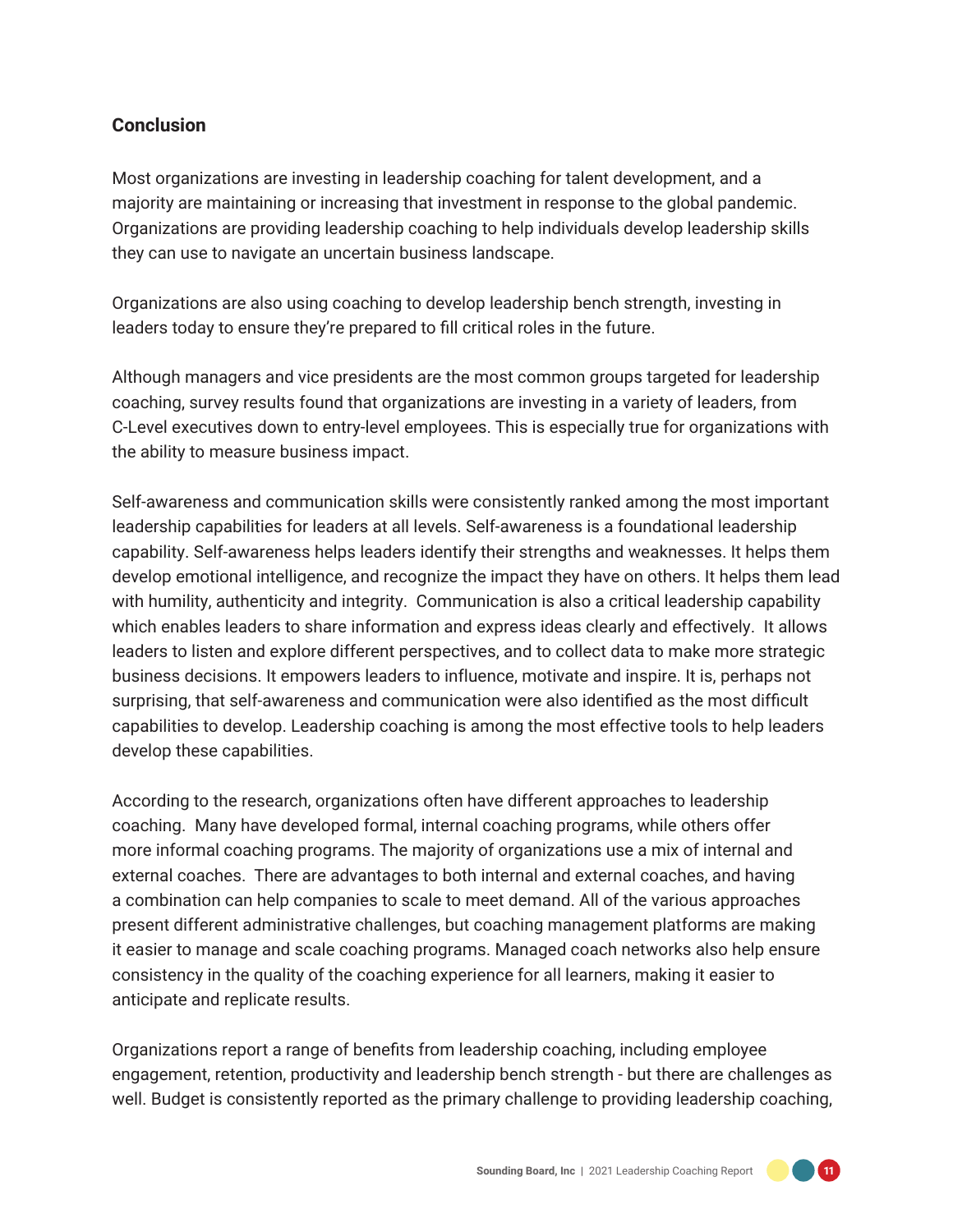## Conclusion

Most organizations are investing in leadership coaching for talent development, and a majority are maintaining or increasing that investment in response to the global pandemic. Organizations are providing leadership coaching to help individuals develop leadership skills they can use to navigate an uncertain business landscape.

Organizations are also using coaching to develop leadership bench strength, investing in leaders today to ensure they're prepared to fill critical roles in the future.

Although managers and vice presidents are the most common groups targeted for leadership coaching, survey results found that organizations are investing in a variety of leaders, from C-Level executives down to entry-level employees. This is especially true for organizations with the ability to measure business impact.

Self-awareness and communication skills were consistently ranked among the most important leadership capabilities for leaders at all levels. Self-awareness is a foundational leadership capability. Self-awareness helps leaders identify their strengths and weaknesses. It helps them develop emotional intelligence, and recognize the impact they have on others. It helps them lead with humility, authenticity and integrity. Communication is also a critical leadership capability which enables leaders to share information and express ideas clearly and effectively. It allows leaders to listen and explore different perspectives, and to collect data to make more strategic business decisions. It empowers leaders to influence, motivate and inspire. It is, perhaps not surprising, that self-awareness and communication were also identified as the most difficult capabilities to develop. Leadership coaching is among the most effective tools to help leaders develop these capabilities.

According to the research, organizations often have different approaches to leadership coaching. Many have developed formal, internal coaching programs, while others offer more informal coaching programs. The majority of organizations use a mix of internal and external coaches. There are advantages to both internal and external coaches, and having a combination can help companies to scale to meet demand. All of the various approaches present different administrative challenges, but coaching management platforms are making it easier to manage and scale coaching programs. Managed coach networks also help ensure consistency in the quality of the coaching experience for all learners, making it easier to anticipate and replicate results.

Organizations report a range of benefits from leadership coaching, including employee engagement, retention, productivity and leadership bench strength - but there are challenges as well. Budget is consistently reported as the primary challenge to providing leadership coaching,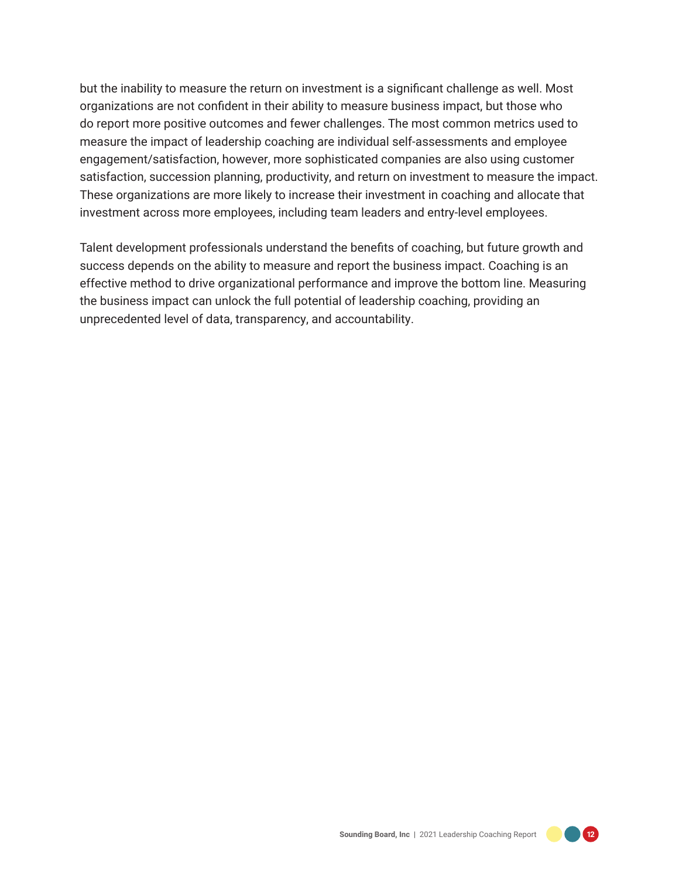but the inability to measure the return on investment is a significant challenge as well. Most organizations are not confident in their ability to measure business impact, but those who do report more positive outcomes and fewer challenges. The most common metrics used to measure the impact of leadership coaching are individual self-assessments and employee engagement/satisfaction, however, more sophisticated companies are also using customer satisfaction, succession planning, productivity, and return on investment to measure the impact. These organizations are more likely to increase their investment in coaching and allocate that investment across more employees, including team leaders and entry-level employees.

Talent development professionals understand the benefits of coaching, but future growth and success depends on the ability to measure and report the business impact. Coaching is an effective method to drive organizational performance and improve the bottom line. Measuring the business impact can unlock the full potential of leadership coaching, providing an unprecedented level of data, transparency, and accountability.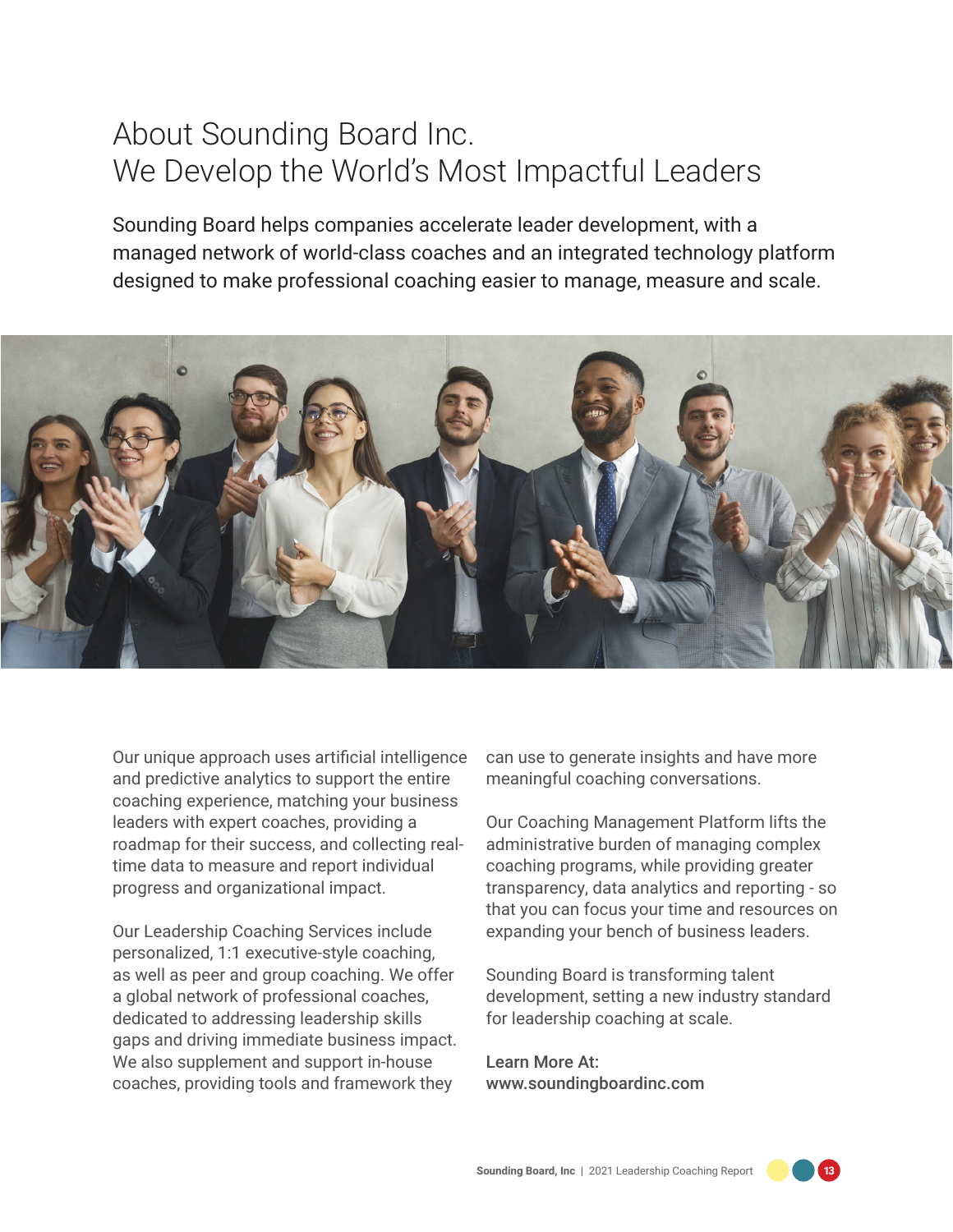# About Sounding Board Inc.
# We Develop the World's Most Impactful Leaders

Sounding Board helps companies accelerate leader development, with a managed network of world-class coaches and an integrated technology platform designed to make professional coaching easier to manage, measure and scale.

Our unique approach uses artificial intelligence and predictive analytics to support the entire coaching experience, matching your business leaders with expert coaches, providing a roadmap for their success, and collecting real-time data to measure and report individual progress and organizational impact.

Our Leadership Coaching Services include personalized, 1:1 executive-style coaching, as well as peer and group coaching. We offer a global network of professional coaches, dedicated to addressing leadership skills gaps and driving immediate business impact. We also supplement and support in-house coaches, providing tools and framework they can use to generate insights and have more meaningful coaching conversations.

Our Coaching Management Platform lifts the administrative burden of managing complex coaching programs, while providing greater transparency, data analytics and reporting - so that you can focus your time and resources on expanding your bench of business leaders.

Sounding Board is transforming talent development, setting a new industry standard for leadership coaching at scale.

Learn More At:
www.soundingboardinc.com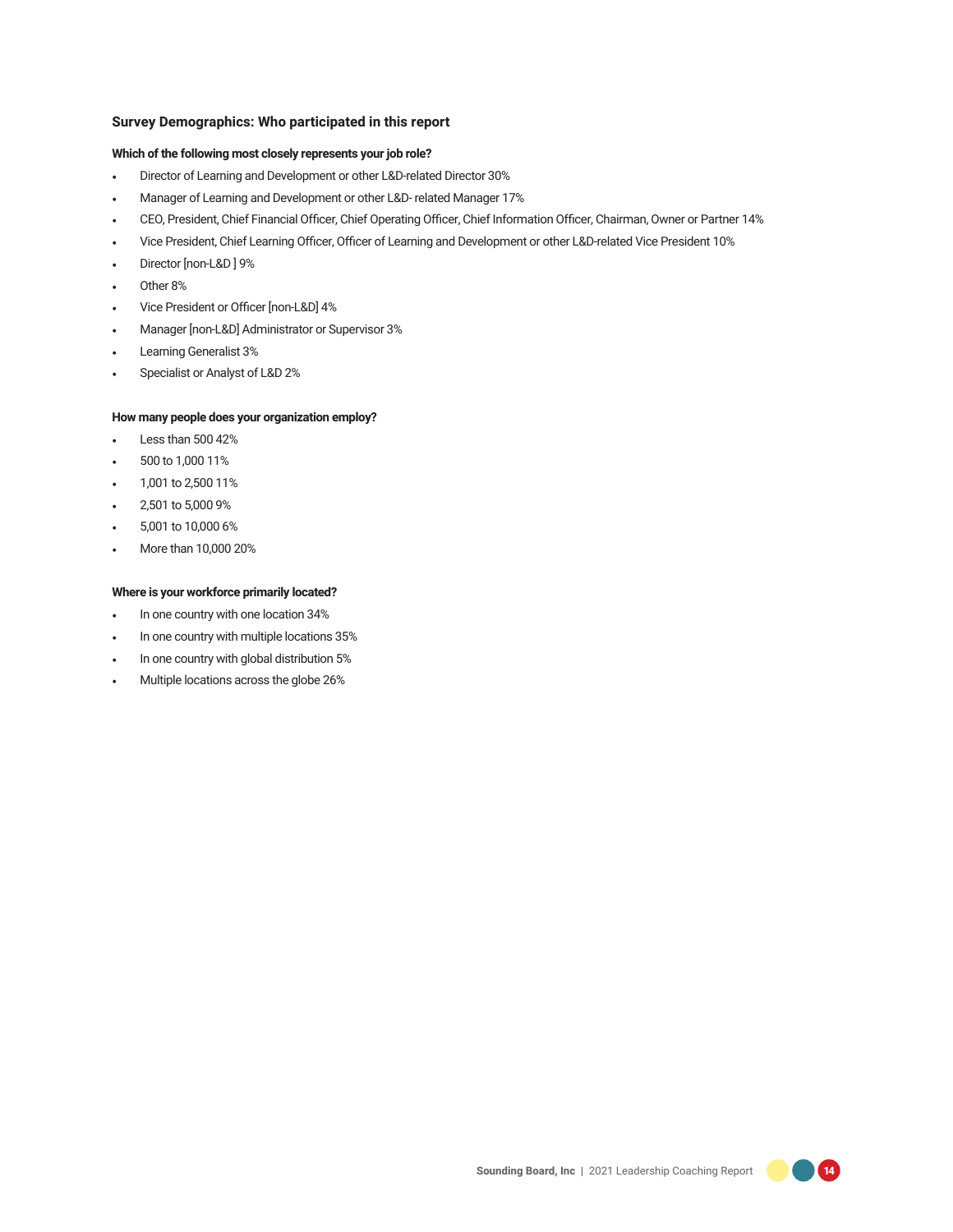### Survey Demographics: Who participated in this report

**Which of the following most closely represents your job role?**

- Director of Learning and Development or other L&D-related Director 30%
- Manager of Learning and Development or other L&D- related Manager 17%
- CEO, President, Chief Financial Officer, Chief Operating Officer, Chief Information Officer, Chairman, Owner or Partner 14%
- Vice President, Chief Learning Officer, Officer of Learning and Development or other L&D-related Vice President 10%
- Director [non-L&D ] 9%
- Other 8%
- Vice President or Officer [non-L&D] 4%
- Manager [non-L&D] Administrator or Supervisor 3%
- Learning Generalist 3%
- Specialist or Analyst of L&D 2%

**How many people does your organization employ?**

- Less than 500 42%
- 500 to 1,000 11%
- 1,001 to 2,500 11%
- 2,501 to 5,000 9%
- 5,001 to 10,000 6%
- More than 10,000 20%

**Where is your workforce primarily located?**

- In one country with one location 34%
- In one country with multiple locations 35%
- In one country with global distribution 5%
- Multiple locations across the globe 26%